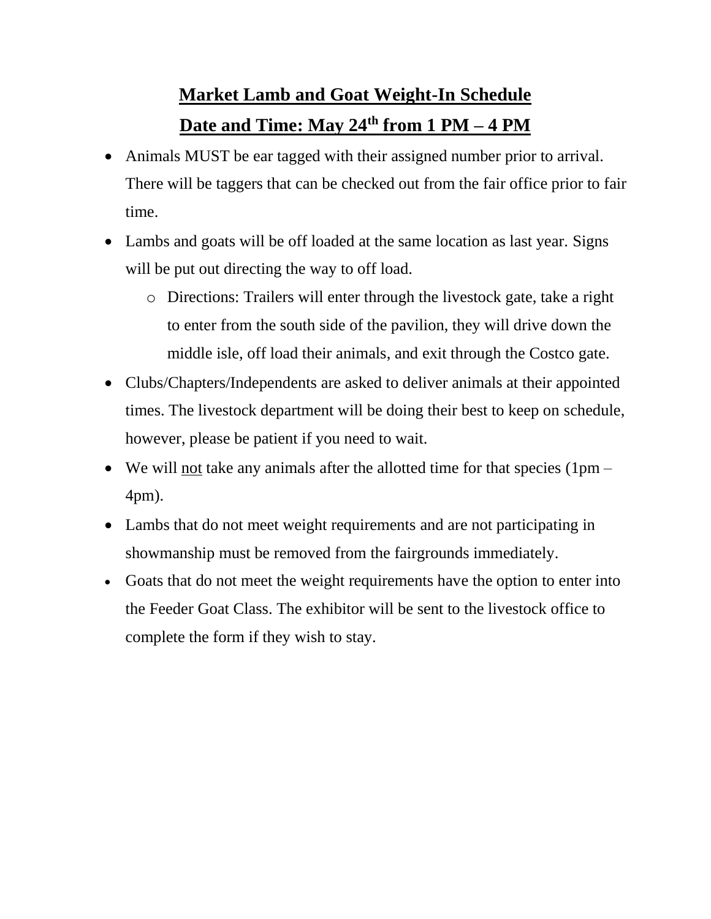# **Market Lamb and Goat Weight-In Schedule**

## **Date and Time: May 24th from 1 PM – 4 PM**

- Animals MUST be ear tagged with their assigned number prior to arrival. There will be taggers that can be checked out from the fair office prior to fair time.
- Lambs and goats will be off loaded at the same location as last year. Signs will be put out directing the way to off load.
  - Directions: Trailers will enter through the livestock gate, take a right to enter from the south side of the pavilion, they will drive down the middle isle, off load their animals, and exit through the Costco gate.
- Clubs/Chapters/Independents are asked to deliver animals at their appointed times. The livestock department will be doing their best to keep on schedule, however, please be patient if you need to wait.
- We will <u>not</u> take any animals after the allotted time for that species (1pm – 4pm).
- Lambs that do not meet weight requirements and are not participating in showmanship must be removed from the fairgrounds immediately.
- Goats that do not meet the weight requirements have the option to enter into the Feeder Goat Class. The exhibitor will be sent to the livestock office to complete the form if they wish to stay.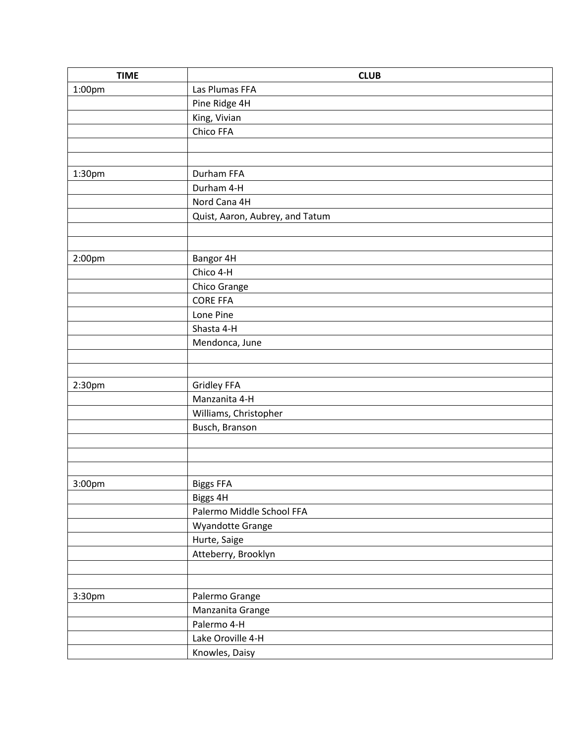| TIME | CLUB |
|---|---|
| 1:00pm | Las Plumas FFA |
| | Pine Ridge 4H |
| | King, Vivian |
| | Chico FFA |
| | |
| | |
| 1:30pm | Durham FFA |
| | Durham 4-H |
| | Nord Cana 4H |
| | Quist, Aaron, Aubrey, and Tatum |
| | |
| | |
| 2:00pm | Bangor 4H |
| | Chico 4-H |
| | Chico Grange |
| | CORE FFA |
| | Lone Pine |
| | Shasta 4-H |
| | Mendonca, June |
| | |
| | |
| 2:30pm | Gridley FFA |
| | Manzanita 4-H |
| | Williams, Christopher |
| | Busch, Branson |
| | |
| | |
| | |
| 3:00pm | Biggs FFA |
| | Biggs 4H |
| | Palermo Middle School FFA |
| | Wyandotte Grange |
| | Hurte, Saige |
| | Atteberry, Brooklyn |
| | |
| | |
| 3:30pm | Palermo Grange |
| | Manzanita Grange |
| | Palermo 4-H |
| | Lake Oroville 4-H |
| | Knowles, Daisy |